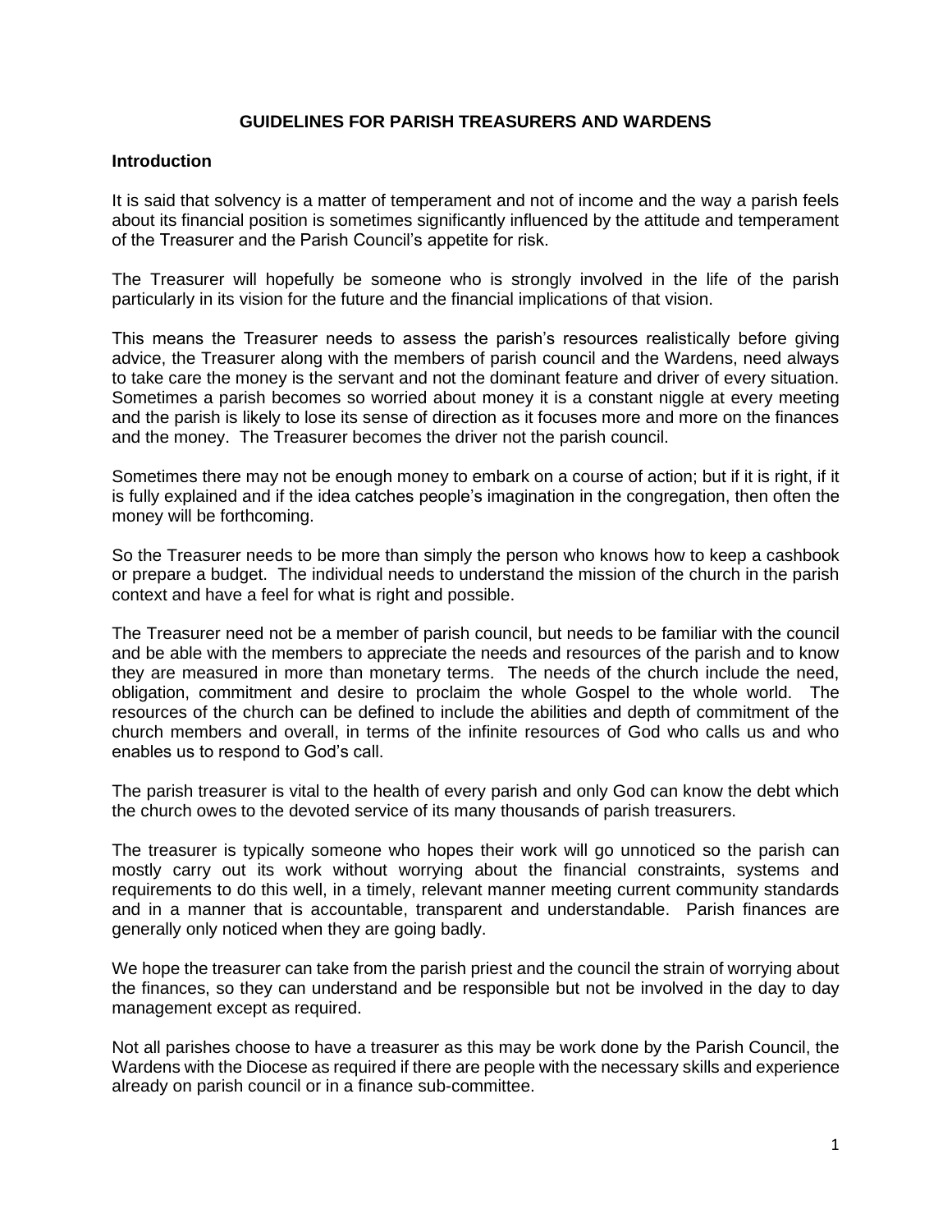# GUIDELINES FOR PARISH TREASURERS AND WARDENS

## Introduction

It is said that solvency is a matter of temperament and not of income and the way a parish feels about its financial position is sometimes significantly influenced by the attitude and temperament of the Treasurer and the Parish Council's appetite for risk.

The Treasurer will hopefully be someone who is strongly involved in the life of the parish particularly in its vision for the future and the financial implications of that vision.

This means the Treasurer needs to assess the parish's resources realistically before giving advice, the Treasurer along with the members of parish council and the Wardens, need always to take care the money is the servant and not the dominant feature and driver of every situation. Sometimes a parish becomes so worried about money it is a constant niggle at every meeting and the parish is likely to lose its sense of direction as it focuses more and more on the finances and the money. The Treasurer becomes the driver not the parish council.

Sometimes there may not be enough money to embark on a course of action; but if it is right, if it is fully explained and if the idea catches people's imagination in the congregation, then often the money will be forthcoming.

So the Treasurer needs to be more than simply the person who knows how to keep a cashbook or prepare a budget. The individual needs to understand the mission of the church in the parish context and have a feel for what is right and possible.

The Treasurer need not be a member of parish council, but needs to be familiar with the council and be able with the members to appreciate the needs and resources of the parish and to know they are measured in more than monetary terms. The needs of the church include the need, obligation, commitment and desire to proclaim the whole Gospel to the whole world. The resources of the church can be defined to include the abilities and depth of commitment of the church members and overall, in terms of the infinite resources of God who calls us and who enables us to respond to God's call.

The parish treasurer is vital to the health of every parish and only God can know the debt which the church owes to the devoted service of its many thousands of parish treasurers.

The treasurer is typically someone who hopes their work will go unnoticed so the parish can mostly carry out its work without worrying about the financial constraints, systems and requirements to do this well, in a timely, relevant manner meeting current community standards and in a manner that is accountable, transparent and understandable. Parish finances are generally only noticed when they are going badly.

We hope the treasurer can take from the parish priest and the council the strain of worrying about the finances, so they can understand and be responsible but not be involved in the day to day management except as required.

Not all parishes choose to have a treasurer as this may be work done by the Parish Council, the Wardens with the Diocese as required if there are people with the necessary skills and experience already on parish council or in a finance sub-committee.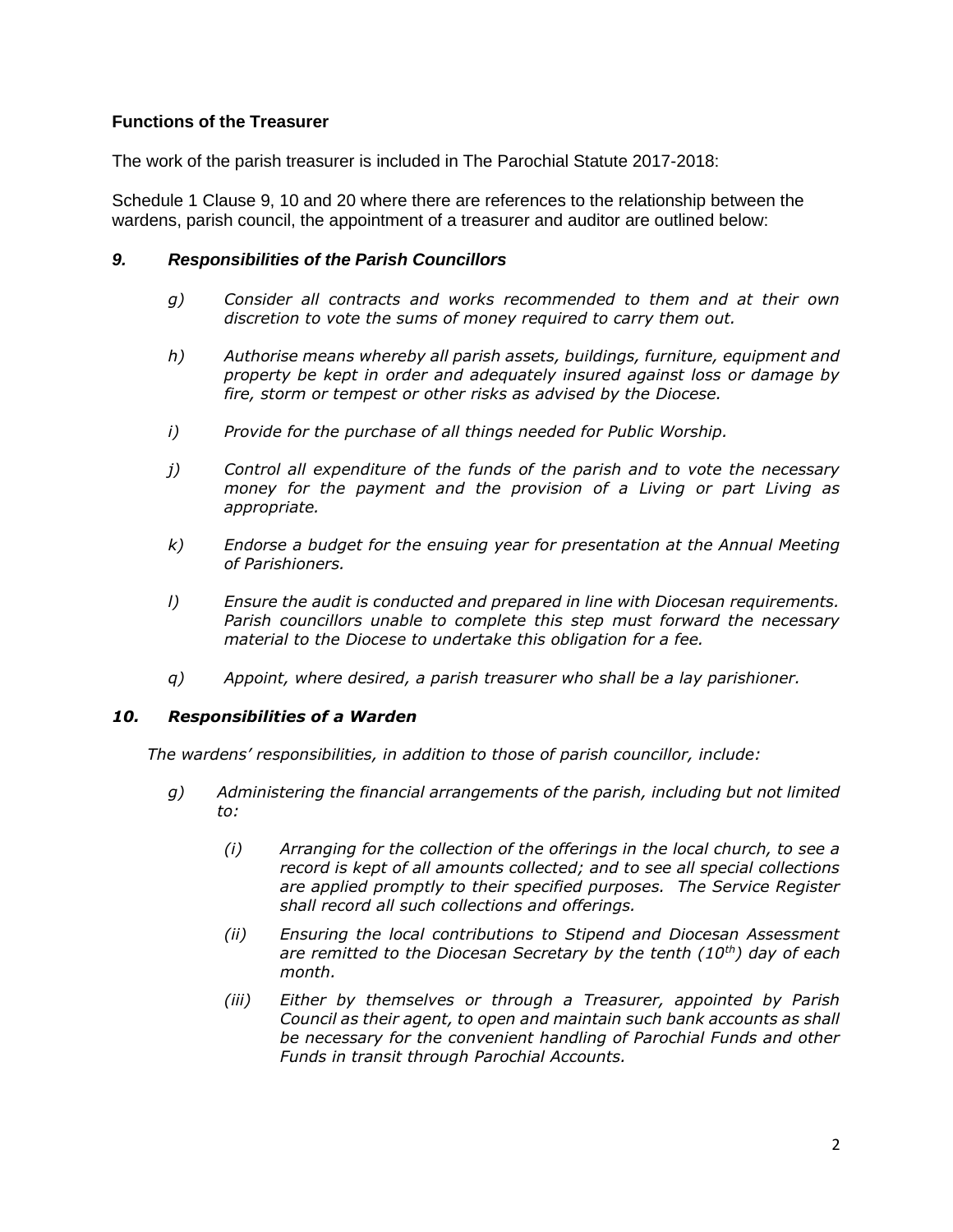### Functions of the Treasurer

The work of the parish treasurer is included in The Parochial Statute 2017-2018:

Schedule 1 Clause 9, 10 and 20 where there are references to the relationship between the wardens, parish council, the appointment of a treasurer and auditor are outlined below:

#### *9. Responsibilities of the Parish Councillors*

- *g) Consider all contracts and works recommended to them and at their own discretion to vote the sums of money required to carry them out.*
- *h) Authorise means whereby all parish assets, buildings, furniture, equipment and property be kept in order and adequately insured against loss or damage by fire, storm or tempest or other risks as advised by the Diocese.*
- *i) Provide for the purchase of all things needed for Public Worship.*
- *j) Control all expenditure of the funds of the parish and to vote the necessary money for the payment and the provision of a Living or part Living as appropriate.*
- *k) Endorse a budget for the ensuing year for presentation at the Annual Meeting of Parishioners.*
- *l) Ensure the audit is conducted and prepared in line with Diocesan requirements. Parish councillors unable to complete this step must forward the necessary material to the Diocese to undertake this obligation for a fee.*
- *q) Appoint, where desired, a parish treasurer who shall be a lay parishioner.*

#### *10. Responsibilities of a Warden*

*The wardens' responsibilities, in addition to those of parish councillor, include:*

- *g) Administering the financial arrangements of the parish, including but not limited to:*
  - *(i) Arranging for the collection of the offerings in the local church, to see a record is kept of all amounts collected; and to see all special collections are applied promptly to their specified purposes. The Service Register shall record all such collections and offerings.*
  - *(ii) Ensuring the local contributions to Stipend and Diocesan Assessment are remitted to the Diocesan Secretary by the tenth (10th) day of each month.*
  - *(iii) Either by themselves or through a Treasurer, appointed by Parish Council as their agent, to open and maintain such bank accounts as shall be necessary for the convenient handling of Parochial Funds and other Funds in transit through Parochial Accounts.*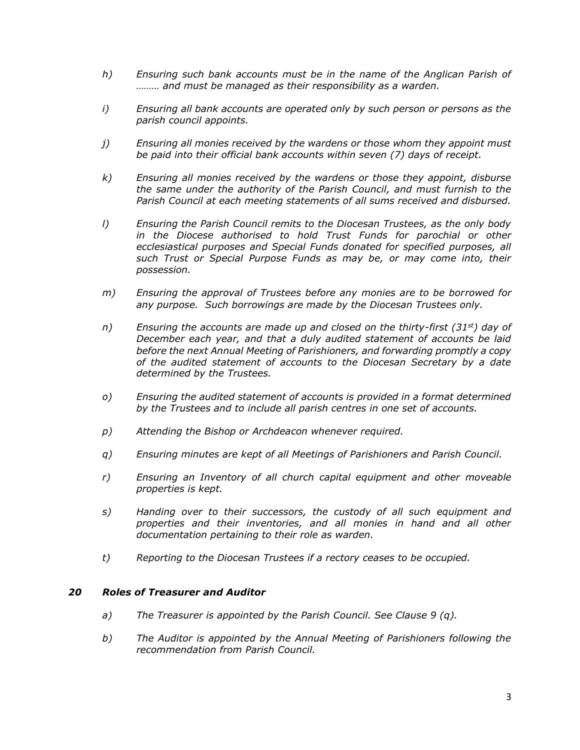*h) Ensuring such bank accounts must be in the name of the Anglican Parish of ……… and must be managed as their responsibility as a warden.*

*i) Ensuring all bank accounts are operated only by such person or persons as the parish council appoints.*

*j) Ensuring all monies received by the wardens or those whom they appoint must be paid into their official bank accounts within seven (7) days of receipt.*

*k) Ensuring all monies received by the wardens or those they appoint, disburse the same under the authority of the Parish Council, and must furnish to the Parish Council at each meeting statements of all sums received and disbursed.*

*l) Ensuring the Parish Council remits to the Diocesan Trustees, as the only body in the Diocese authorised to hold Trust Funds for parochial or other ecclesiastical purposes and Special Funds donated for specified purposes, all such Trust or Special Purpose Funds as may be, or may come into, their possession.*

*m) Ensuring the approval of Trustees before any monies are to be borrowed for any purpose. Such borrowings are made by the Diocesan Trustees only.*

*n) Ensuring the accounts are made up and closed on the thirty-first (31st) day of December each year, and that a duly audited statement of accounts be laid before the next Annual Meeting of Parishioners, and forwarding promptly a copy of the audited statement of accounts to the Diocesan Secretary by a date determined by the Trustees.*

*o) Ensuring the audited statement of accounts is provided in a format determined by the Trustees and to include all parish centres in one set of accounts.*

*p) Attending the Bishop or Archdeacon whenever required.*

*q) Ensuring minutes are kept of all Meetings of Parishioners and Parish Council.*

*r) Ensuring an Inventory of all church capital equipment and other moveable properties is kept.*

*s) Handing over to their successors, the custody of all such equipment and properties and their inventories, and all monies in hand and all other documentation pertaining to their role as warden.*

*t) Reporting to the Diocesan Trustees if a rectory ceases to be occupied.*

## *20 Roles of Treasurer and Auditor*

*a) The Treasurer is appointed by the Parish Council. See Clause 9 (q).*

*b) The Auditor is appointed by the Annual Meeting of Parishioners following the recommendation from Parish Council.*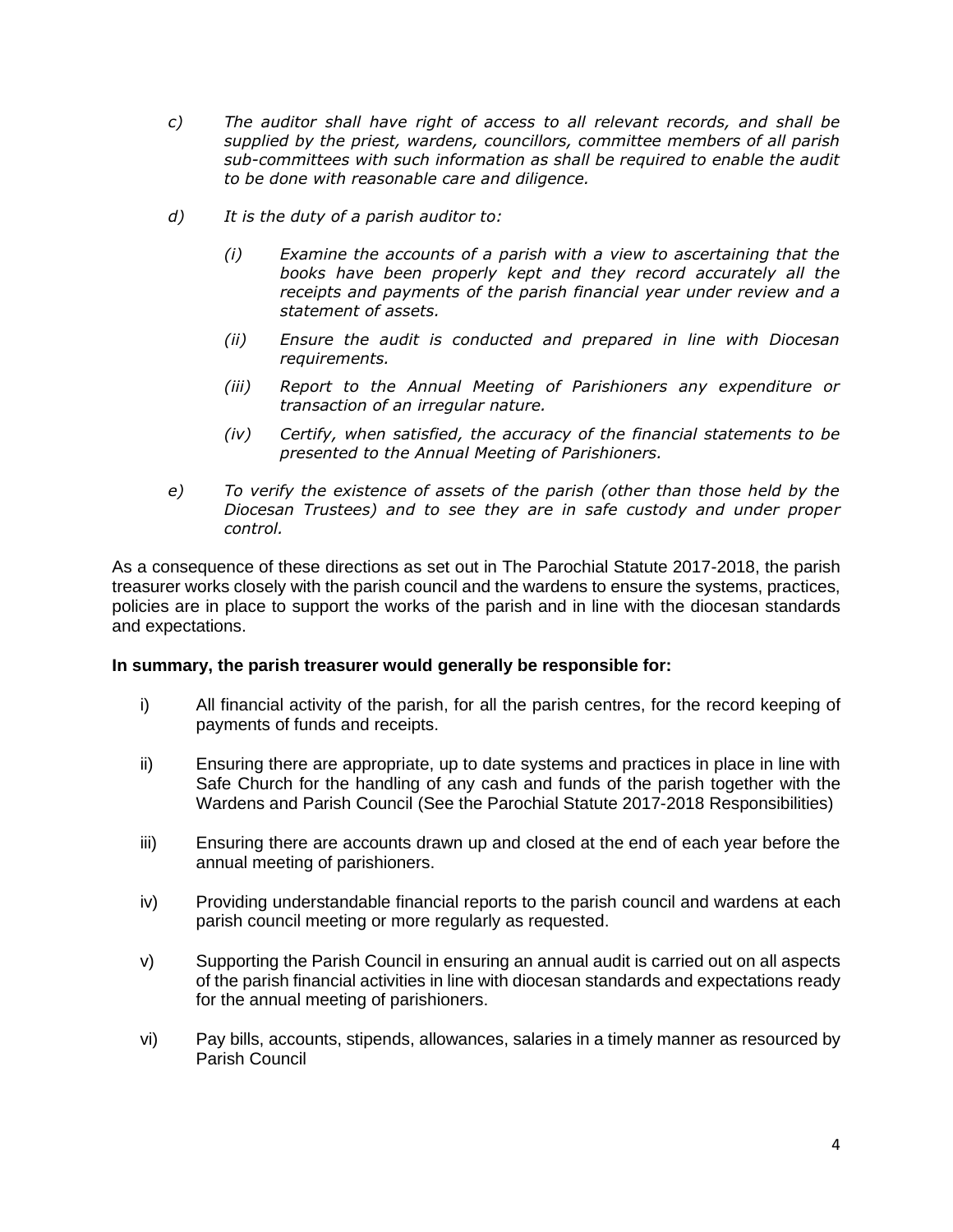c) *The auditor shall have right of access to all relevant records, and shall be supplied by the priest, wardens, councillors, committee members of all parish sub-committees with such information as shall be required to enable the audit to be done with reasonable care and diligence.*

d) *It is the duty of a parish auditor to:*

   (i) *Examine the accounts of a parish with a view to ascertaining that the books have been properly kept and they record accurately all the receipts and payments of the parish financial year under review and a statement of assets.*

   (ii) *Ensure the audit is conducted and prepared in line with Diocesan requirements.*

   (iii) *Report to the Annual Meeting of Parishioners any expenditure or transaction of an irregular nature.*

   (iv) *Certify, when satisfied, the accuracy of the financial statements to be presented to the Annual Meeting of Parishioners.*

e) *To verify the existence of assets of the parish (other than those held by the Diocesan Trustees) and to see they are in safe custody and under proper control.*

As a consequence of these directions as set out in The Parochial Statute 2017-2018, the parish treasurer works closely with the parish council and the wardens to ensure the systems, practices, policies are in place to support the works of the parish and in line with the diocesan standards and expectations.

**In summary, the parish treasurer would generally be responsible for:**

i) All financial activity of the parish, for all the parish centres, for the record keeping of payments of funds and receipts.

ii) Ensuring there are appropriate, up to date systems and practices in place in line with Safe Church for the handling of any cash and funds of the parish together with the Wardens and Parish Council (See the Parochial Statute 2017-2018 Responsibilities)

iii) Ensuring there are accounts drawn up and closed at the end of each year before the annual meeting of parishioners.

iv) Providing understandable financial reports to the parish council and wardens at each parish council meeting or more regularly as requested.

v) Supporting the Parish Council in ensuring an annual audit is carried out on all aspects of the parish financial activities in line with diocesan standards and expectations ready for the annual meeting of parishioners.

vi) Pay bills, accounts, stipends, allowances, salaries in a timely manner as resourced by Parish Council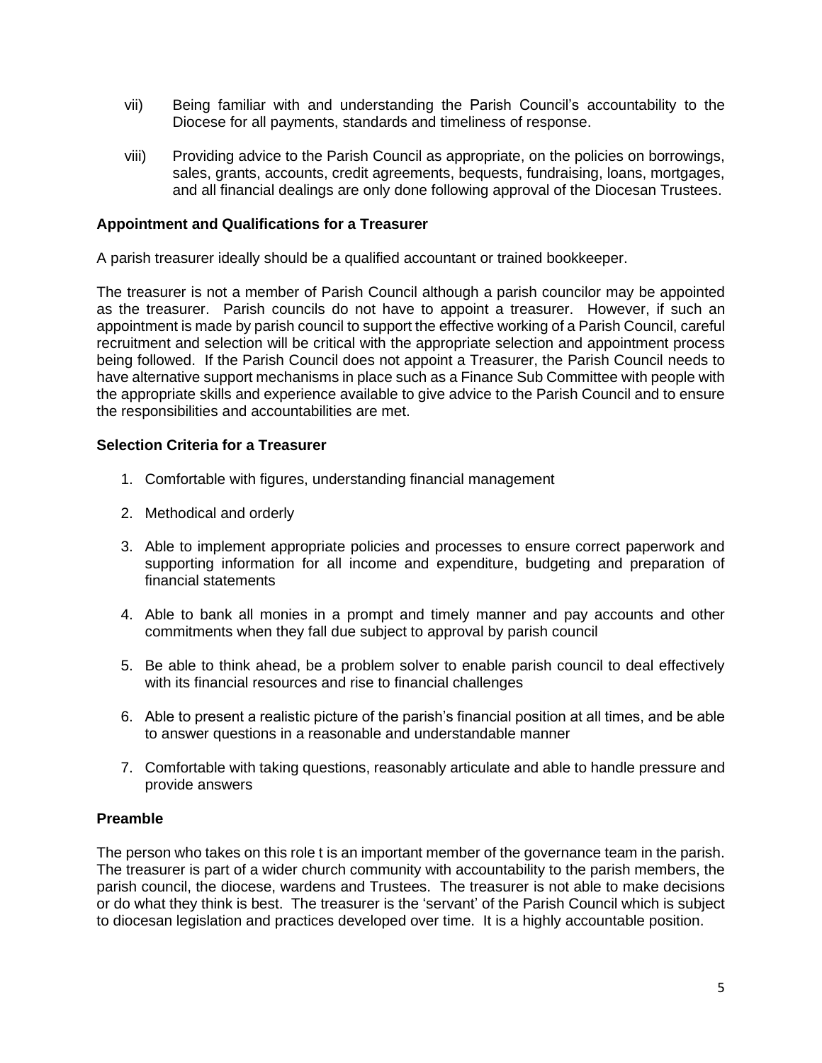vii) Being familiar with and understanding the Parish Council's accountability to the Diocese for all payments, standards and timeliness of response.

viii) Providing advice to the Parish Council as appropriate, on the policies on borrowings, sales, grants, accounts, credit agreements, bequests, fundraising, loans, mortgages, and all financial dealings are only done following approval of the Diocesan Trustees.

**Appointment and Qualifications for a Treasurer**

A parish treasurer ideally should be a qualified accountant or trained bookkeeper.

The treasurer is not a member of Parish Council although a parish councilor may be appointed as the treasurer. Parish councils do not have to appoint a treasurer. However, if such an appointment is made by parish council to support the effective working of a Parish Council, careful recruitment and selection will be critical with the appropriate selection and appointment process being followed. If the Parish Council does not appoint a Treasurer, the Parish Council needs to have alternative support mechanisms in place such as a Finance Sub Committee with people with the appropriate skills and experience available to give advice to the Parish Council and to ensure the responsibilities and accountabilities are met.

**Selection Criteria for a Treasurer**

1. Comfortable with figures, understanding financial management
2. Methodical and orderly
3. Able to implement appropriate policies and processes to ensure correct paperwork and supporting information for all income and expenditure, budgeting and preparation of financial statements
4. Able to bank all monies in a prompt and timely manner and pay accounts and other commitments when they fall due subject to approval by parish council
5. Be able to think ahead, be a problem solver to enable parish council to deal effectively with its financial resources and rise to financial challenges
6. Able to present a realistic picture of the parish's financial position at all times, and be able to answer questions in a reasonable and understandable manner
7. Comfortable with taking questions, reasonably articulate and able to handle pressure and provide answers

**Preamble**

The person who takes on this role t is an important member of the governance team in the parish. The treasurer is part of a wider church community with accountability to the parish members, the parish council, the diocese, wardens and Trustees. The treasurer is not able to make decisions or do what they think is best. The treasurer is the 'servant' of the Parish Council which is subject to diocesan legislation and practices developed over time. It is a highly accountable position.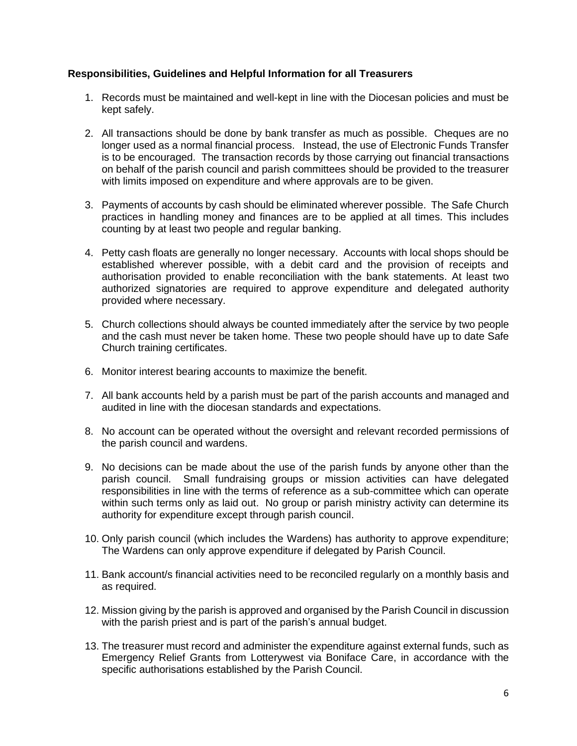**Responsibilities, Guidelines and Helpful Information for all Treasurers**

1. Records must be maintained and well-kept in line with the Diocesan policies and must be kept safely.

2. All transactions should be done by bank transfer as much as possible. Cheques are no longer used as a normal financial process. Instead, the use of Electronic Funds Transfer is to be encouraged. The transaction records by those carrying out financial transactions on behalf of the parish council and parish committees should be provided to the treasurer with limits imposed on expenditure and where approvals are to be given.

3. Payments of accounts by cash should be eliminated wherever possible. The Safe Church practices in handling money and finances are to be applied at all times. This includes counting by at least two people and regular banking.

4. Petty cash floats are generally no longer necessary. Accounts with local shops should be established wherever possible, with a debit card and the provision of receipts and authorisation provided to enable reconciliation with the bank statements. At least two authorized signatories are required to approve expenditure and delegated authority provided where necessary.

5. Church collections should always be counted immediately after the service by two people and the cash must never be taken home. These two people should have up to date Safe Church training certificates.

6. Monitor interest bearing accounts to maximize the benefit.

7. All bank accounts held by a parish must be part of the parish accounts and managed and audited in line with the diocesan standards and expectations.

8. No account can be operated without the oversight and relevant recorded permissions of the parish council and wardens.

9. No decisions can be made about the use of the parish funds by anyone other than the parish council. Small fundraising groups or mission activities can have delegated responsibilities in line with the terms of reference as a sub-committee which can operate within such terms only as laid out. No group or parish ministry activity can determine its authority for expenditure except through parish council.

10. Only parish council (which includes the Wardens) has authority to approve expenditure; The Wardens can only approve expenditure if delegated by Parish Council.

11. Bank account/s financial activities need to be reconciled regularly on a monthly basis and as required.

12. Mission giving by the parish is approved and organised by the Parish Council in discussion with the parish priest and is part of the parish's annual budget.

13. The treasurer must record and administer the expenditure against external funds, such as Emergency Relief Grants from Lotterywest via Boniface Care, in accordance with the specific authorisations established by the Parish Council.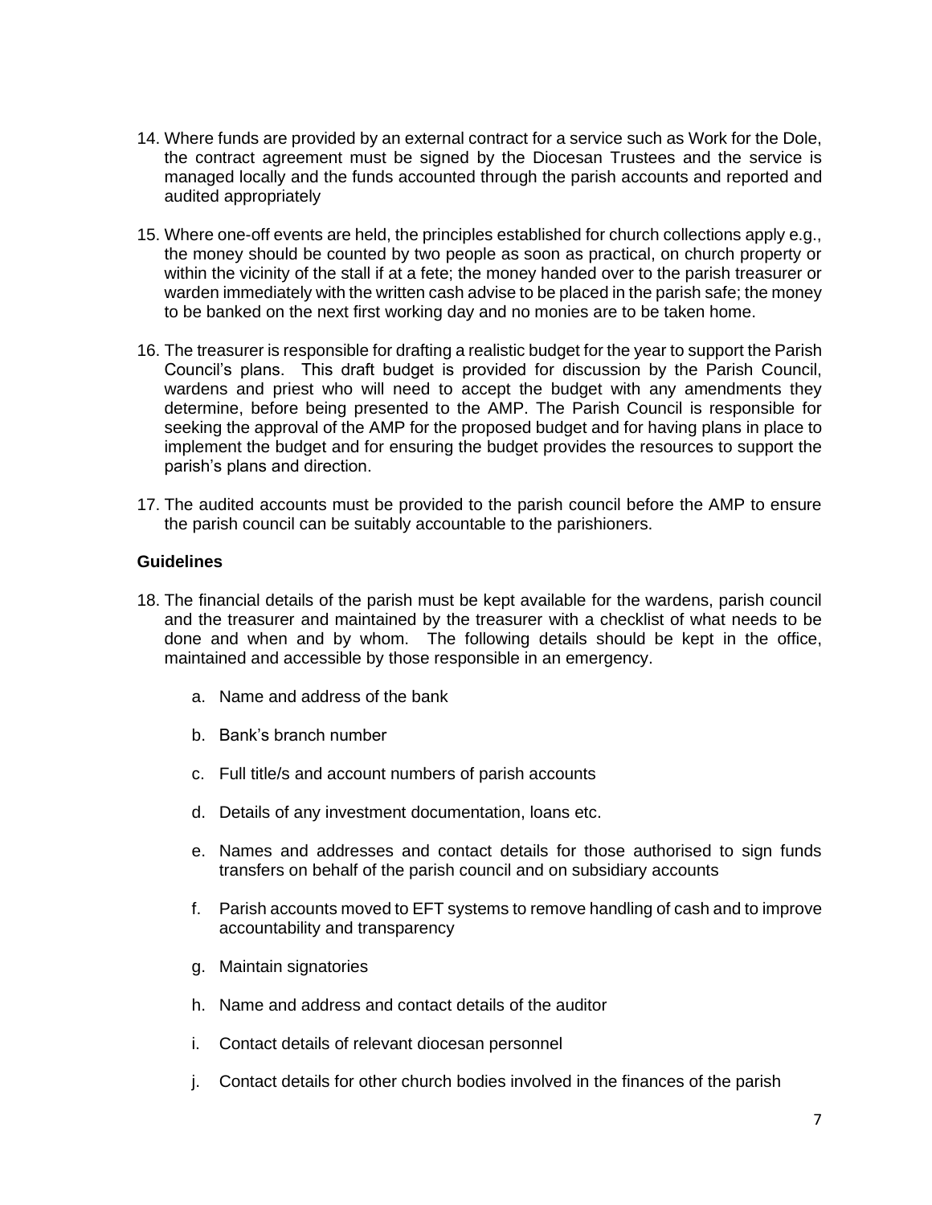14. Where funds are provided by an external contract for a service such as Work for the Dole, the contract agreement must be signed by the Diocesan Trustees and the service is managed locally and the funds accounted through the parish accounts and reported and audited appropriately

15. Where one-off events are held, the principles established for church collections apply e.g., the money should be counted by two people as soon as practical, on church property or within the vicinity of the stall if at a fete; the money handed over to the parish treasurer or warden immediately with the written cash advise to be placed in the parish safe; the money to be banked on the next first working day and no monies are to be taken home.

16. The treasurer is responsible for drafting a realistic budget for the year to support the Parish Council's plans. This draft budget is provided for discussion by the Parish Council, wardens and priest who will need to accept the budget with any amendments they determine, before being presented to the AMP. The Parish Council is responsible for seeking the approval of the AMP for the proposed budget and for having plans in place to implement the budget and for ensuring the budget provides the resources to support the parish's plans and direction.

17. The audited accounts must be provided to the parish council before the AMP to ensure the parish council can be suitably accountable to the parishioners.

**Guidelines**

18. The financial details of the parish must be kept available for the wardens, parish council and the treasurer and maintained by the treasurer with a checklist of what needs to be done and when and by whom. The following details should be kept in the office, maintained and accessible by those responsible in an emergency.

    a. Name and address of the bank

    b. Bank's branch number

    c. Full title/s and account numbers of parish accounts

    d. Details of any investment documentation, loans etc.

    e. Names and addresses and contact details for those authorised to sign funds transfers on behalf of the parish council and on subsidiary accounts

    f. Parish accounts moved to EFT systems to remove handling of cash and to improve accountability and transparency

    g. Maintain signatories

    h. Name and address and contact details of the auditor

    i. Contact details of relevant diocesan personnel

    j. Contact details for other church bodies involved in the finances of the parish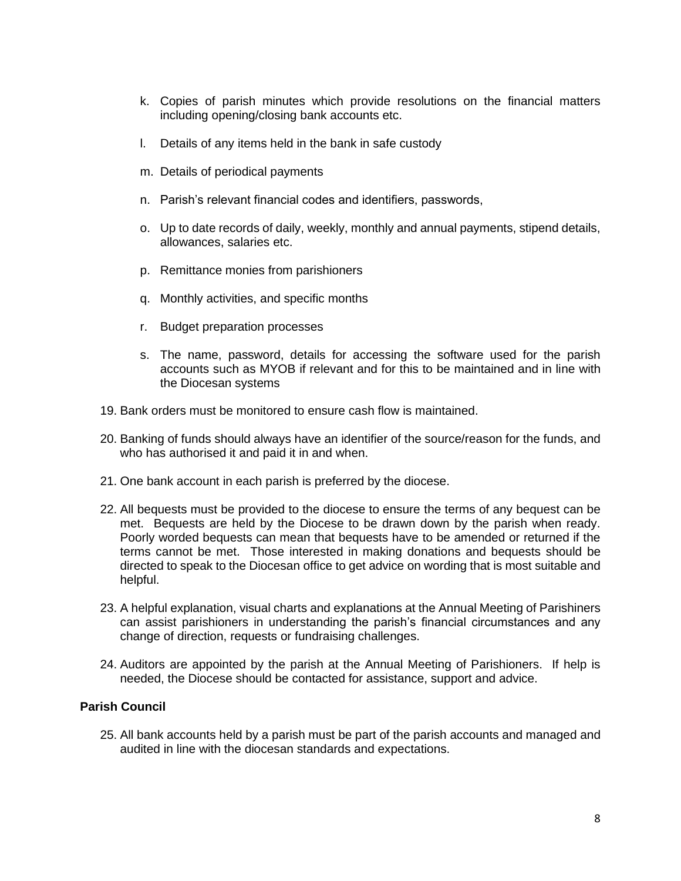k. Copies of parish minutes which provide resolutions on the financial matters including opening/closing bank accounts etc.

l. Details of any items held in the bank in safe custody

m. Details of periodical payments

n. Parish's relevant financial codes and identifiers, passwords,

o. Up to date records of daily, weekly, monthly and annual payments, stipend details, allowances, salaries etc.

p. Remittance monies from parishioners

q. Monthly activities, and specific months

r. Budget preparation processes

s. The name, password, details for accessing the software used for the parish accounts such as MYOB if relevant and for this to be maintained and in line with the Diocesan systems

19. Bank orders must be monitored to ensure cash flow is maintained.

20. Banking of funds should always have an identifier of the source/reason for the funds, and who has authorised it and paid it in and when.

21. One bank account in each parish is preferred by the diocese.

22. All bequests must be provided to the diocese to ensure the terms of any bequest can be met. Bequests are held by the Diocese to be drawn down by the parish when ready. Poorly worded bequests can mean that bequests have to be amended or returned if the terms cannot be met. Those interested in making donations and bequests should be directed to speak to the Diocesan office to get advice on wording that is most suitable and helpful.

23. A helpful explanation, visual charts and explanations at the Annual Meeting of Parishiners can assist parishioners in understanding the parish's financial circumstances and any change of direction, requests or fundraising challenges.

24. Auditors are appointed by the parish at the Annual Meeting of Parishioners. If help is needed, the Diocese should be contacted for assistance, support and advice.

**Parish Council**

25. All bank accounts held by a parish must be part of the parish accounts and managed and audited in line with the diocesan standards and expectations.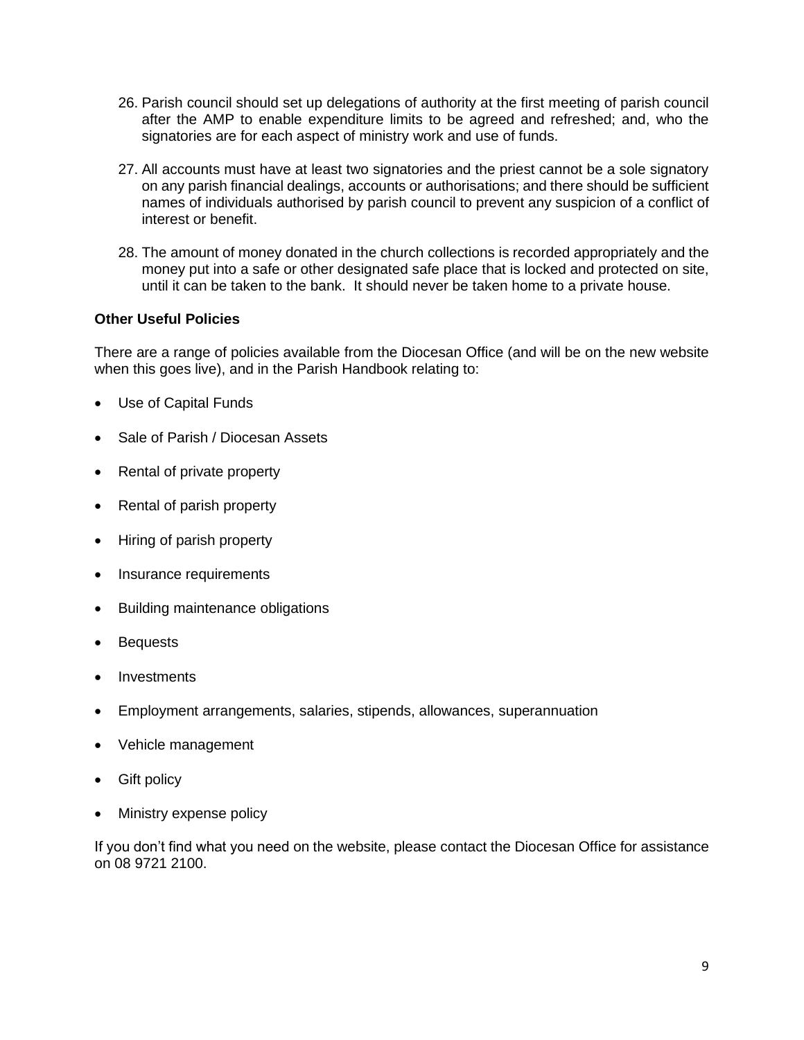26. Parish council should set up delegations of authority at the first meeting of parish council after the AMP to enable expenditure limits to be agreed and refreshed; and, who the signatories are for each aspect of ministry work and use of funds.

27. All accounts must have at least two signatories and the priest cannot be a sole signatory on any parish financial dealings, accounts or authorisations; and there should be sufficient names of individuals authorised by parish council to prevent any suspicion of a conflict of interest or benefit.

28. The amount of money donated in the church collections is recorded appropriately and the money put into a safe or other designated safe place that is locked and protected on site, until it can be taken to the bank. It should never be taken home to a private house.

**Other Useful Policies**

There are a range of policies available from the Diocesan Office (and will be on the new website when this goes live), and in the Parish Handbook relating to:

- Use of Capital Funds
- Sale of Parish / Diocesan Assets
- Rental of private property
- Rental of parish property
- Hiring of parish property
- Insurance requirements
- Building maintenance obligations
- Bequests
- Investments
- Employment arrangements, salaries, stipends, allowances, superannuation
- Vehicle management
- Gift policy
- Ministry expense policy

If you don't find what you need on the website, please contact the Diocesan Office for assistance on 08 9721 2100.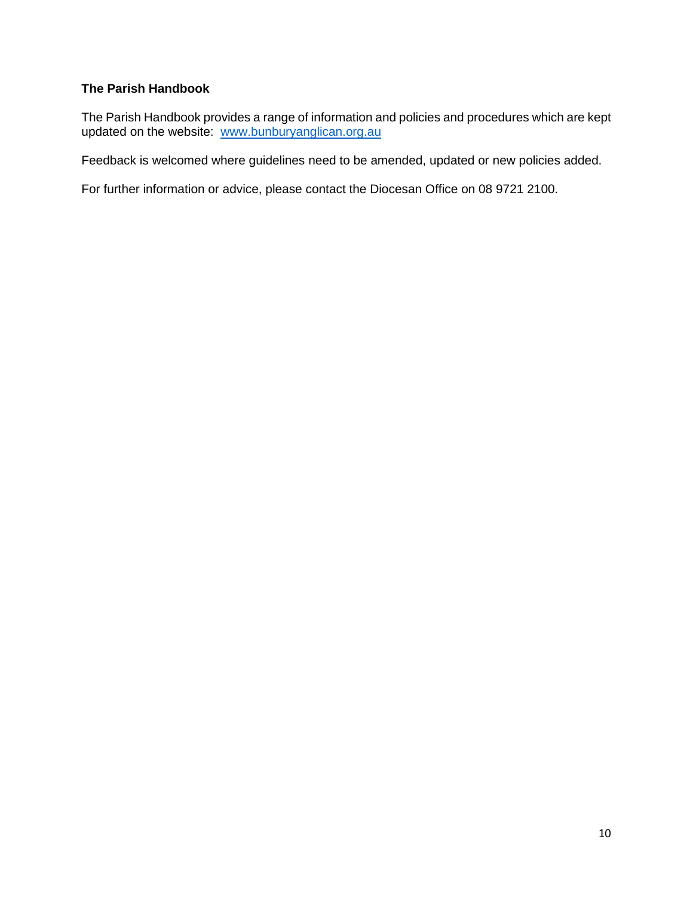**The Parish Handbook**

The Parish Handbook provides a range of information and policies and procedures which are kept updated on the website: [www.bunburyanglican.org.au](http://www.bunburyanglican.org.au)

Feedback is welcomed where guidelines need to be amended, updated or new policies added.

For further information or advice, please contact the Diocesan Office on 08 9721 2100.